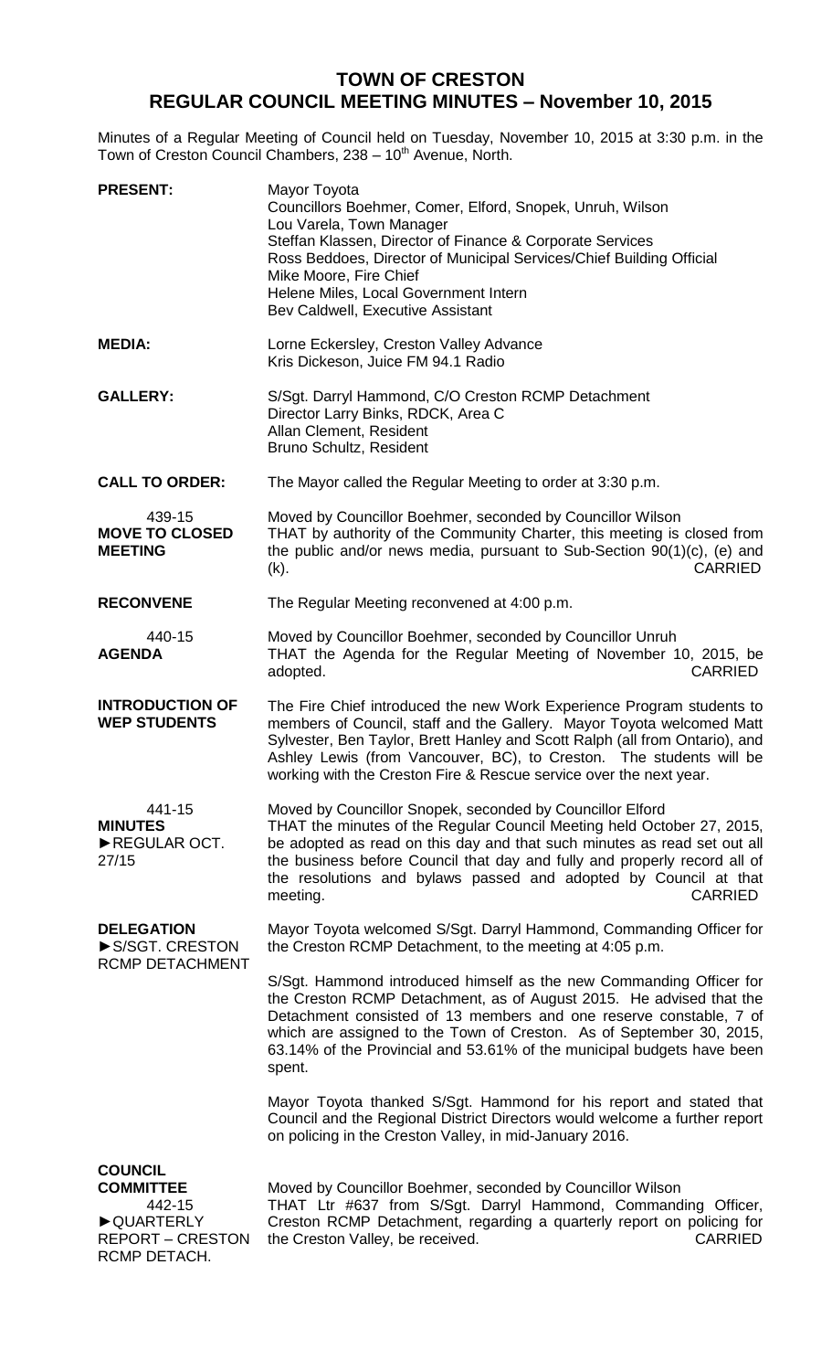# TOWN OF CRESTON
## REGULAR COUNCIL MEETING MINUTES – November 10, 2015

Minutes of a Regular Meeting of Council held on Tuesday, November 10, 2015 at 3:30 p.m. in the Town of Creston Council Chambers, 238 – 10th Avenue, North.

**PRESENT:**
Mayor Toyota
Councillors Boehmer, Comer, Elford, Snopek, Unruh, Wilson
Lou Varela, Town Manager
Steffan Klassen, Director of Finance & Corporate Services
Ross Beddoes, Director of Municipal Services/Chief Building Official
Mike Moore, Fire Chief
Helene Miles, Local Government Intern
Bev Caldwell, Executive Assistant

**MEDIA:**
Lorne Eckersley, Creston Valley Advance
Kris Dickeson, Juice FM 94.1 Radio

**GALLERY:**
S/Sgt. Darryl Hammond, C/O Creston RCMP Detachment
Director Larry Binks, RDCK, Area C
Allan Clement, Resident
Bruno Schultz, Resident

**CALL TO ORDER:**
The Mayor called the Regular Meeting to order at 3:30 p.m.

**439-15 MOVE TO CLOSED MEETING**
Moved by Councillor Boehmer, seconded by Councillor Wilson
THAT by authority of the Community Charter, this meeting is closed from the public and/or news media, pursuant to Sub-Section 90(1)(c), (e) and (k). CARRIED

**RECONVENE**
The Regular Meeting reconvened at 4:00 p.m.

**440-15 AGENDA**
Moved by Councillor Boehmer, seconded by Councillor Unruh
THAT the Agenda for the Regular Meeting of November 10, 2015, be adopted. CARRIED

**INTRODUCTION OF WEP STUDENTS**
The Fire Chief introduced the new Work Experience Program students to members of Council, staff and the Gallery. Mayor Toyota welcomed Matt Sylvester, Ben Taylor, Brett Hanley and Scott Ralph (all from Ontario), and Ashley Lewis (from Vancouver, BC), to Creston. The students will be working with the Creston Fire & Rescue service over the next year.

**441-15 MINUTES ►REGULAR OCT. 27/15**
Moved by Councillor Snopek, seconded by Councillor Elford
THAT the minutes of the Regular Council Meeting held October 27, 2015, be adopted as read on this day and that such minutes as read set out all the business before Council that day and fully and properly record all of the resolutions and bylaws passed and adopted by Council at that meeting. CARRIED

**DELEGATION ►S/SGT. CRESTON RCMP DETACHMENT**
Mayor Toyota welcomed S/Sgt. Darryl Hammond, Commanding Officer for the Creston RCMP Detachment, to the meeting at 4:05 p.m.

S/Sgt. Hammond introduced himself as the new Commanding Officer for the Creston RCMP Detachment, as of August 2015. He advised that the Detachment consisted of 13 members and one reserve constable, 7 of which are assigned to the Town of Creston. As of September 30, 2015, 63.14% of the Provincial and 53.61% of the municipal budgets have been spent.

Mayor Toyota thanked S/Sgt. Hammond for his report and stated that Council and the Regional District Directors would welcome a further report on policing in the Creston Valley, in mid-January 2016.

**COUNCIL COMMITTEE**

**442-15 ►QUARTERLY REPORT – CRESTON RCMP DETACH.**
Moved by Councillor Boehmer, seconded by Councillor Wilson
THAT Ltr #637 from S/Sgt. Darryl Hammond, Commanding Officer, Creston RCMP Detachment, regarding a quarterly report on policing for the Creston Valley, be received. CARRIED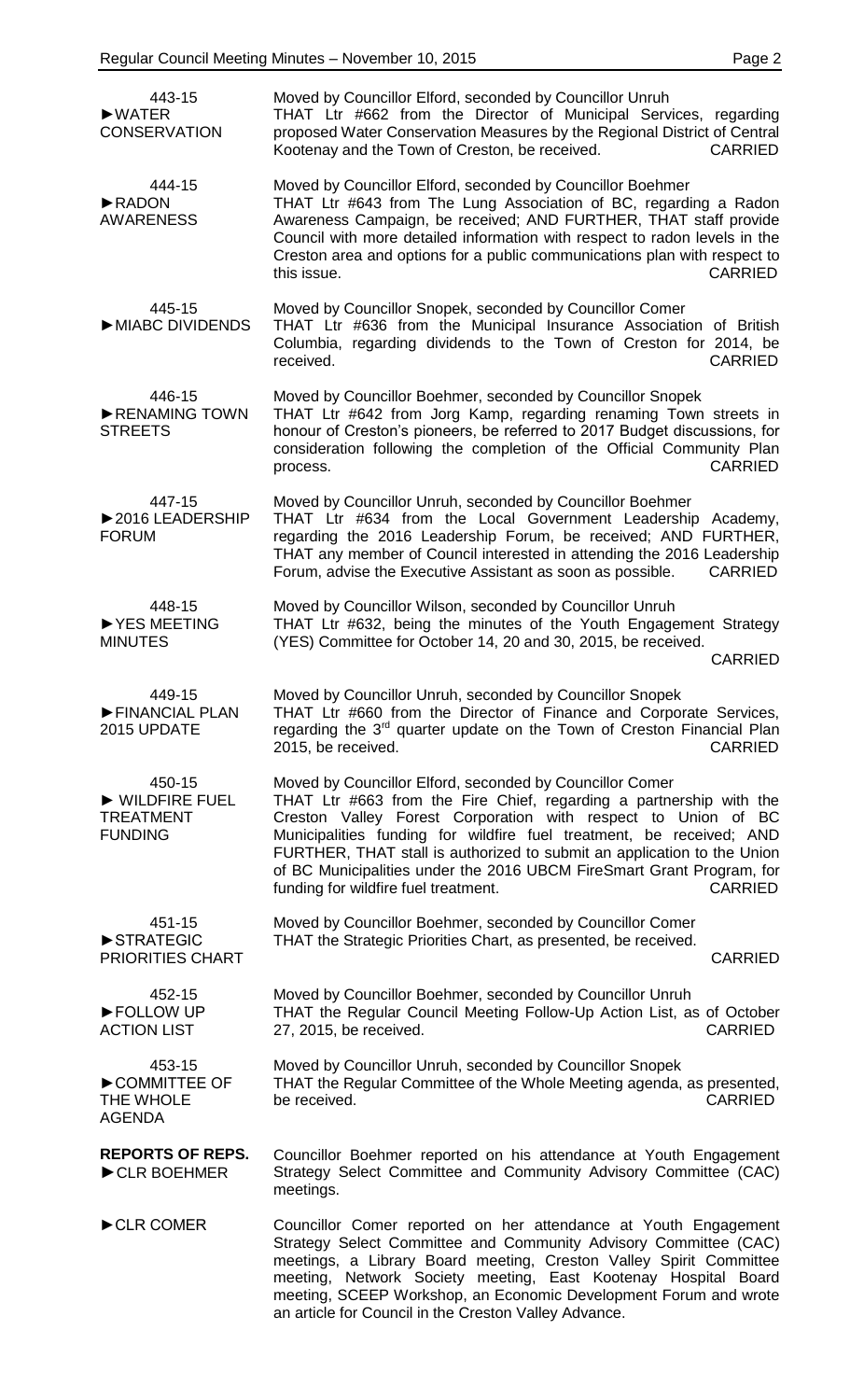**443-15**
**►WATER CONSERVATION**

Moved by Councillor Elford, seconded by Councillor Unruh
THAT Ltr #662 from the Director of Municipal Services, regarding proposed Water Conservation Measures by the Regional District of Central Kootenay and the Town of Creston, be received. CARRIED

**444-15**
**►RADON AWARENESS**

Moved by Councillor Elford, seconded by Councillor Boehmer
THAT Ltr #643 from The Lung Association of BC, regarding a Radon Awareness Campaign, be received; AND FURTHER, THAT staff provide Council with more detailed information with respect to radon levels in the Creston area and options for a public communications plan with respect to this issue. CARRIED

**445-15**
**►MIABC DIVIDENDS**

Moved by Councillor Snopek, seconded by Councillor Comer
THAT Ltr #636 from the Municipal Insurance Association of British Columbia, regarding dividends to the Town of Creston for 2014, be received. CARRIED

**446-15**
**►RENAMING TOWN STREETS**

Moved by Councillor Boehmer, seconded by Councillor Snopek
THAT Ltr #642 from Jorg Kamp, regarding renaming Town streets in honour of Creston's pioneers, be referred to 2017 Budget discussions, for consideration following the completion of the Official Community Plan process. CARRIED

**447-15**
**►2016 LEADERSHIP FORUM**

Moved by Councillor Unruh, seconded by Councillor Boehmer
THAT Ltr #634 from the Local Government Leadership Academy, regarding the 2016 Leadership Forum, be received; AND FURTHER, THAT any member of Council interested in attending the 2016 Leadership Forum, advise the Executive Assistant as soon as possible. CARRIED

**448-15**
**►YES MEETING MINUTES**

Moved by Councillor Wilson, seconded by Councillor Unruh
THAT Ltr #632, being the minutes of the Youth Engagement Strategy (YES) Committee for October 14, 20 and 30, 2015, be received. CARRIED

**449-15**
**►FINANCIAL PLAN 2015 UPDATE**

Moved by Councillor Unruh, seconded by Councillor Snopek
THAT Ltr #660 from the Director of Finance and Corporate Services, regarding the 3rd quarter update on the Town of Creston Financial Plan 2015, be received. CARRIED

**450-15**
**► WILDFIRE FUEL TREATMENT FUNDING**

Moved by Councillor Elford, seconded by Councillor Comer
THAT Ltr #663 from the Fire Chief, regarding a partnership with the Creston Valley Forest Corporation with respect to Union of BC Municipalities funding for wildfire fuel treatment, be received; AND FURTHER, THAT stall is authorized to submit an application to the Union of BC Municipalities under the 2016 UBCM FireSmart Grant Program, for funding for wildfire fuel treatment. CARRIED

**451-15**
**►STRATEGIC PRIORITIES CHART**

Moved by Councillor Boehmer, seconded by Councillor Comer
THAT the Strategic Priorities Chart, as presented, be received. CARRIED

**452-15**
**►FOLLOW UP ACTION LIST**

Moved by Councillor Boehmer, seconded by Councillor Unruh
THAT the Regular Council Meeting Follow-Up Action List, as of October 27, 2015, be received. CARRIED

**453-15**
**►COMMITTEE OF THE WHOLE AGENDA**

Moved by Councillor Unruh, seconded by Councillor Snopek
THAT the Regular Committee of the Whole Meeting agenda, as presented, be received. CARRIED

**REPORTS OF REPS.**
**►CLR BOEHMER**

Councillor Boehmer reported on his attendance at Youth Engagement Strategy Select Committee and Community Advisory Committee (CAC) meetings.

**►CLR COMER**

Councillor Comer reported on her attendance at Youth Engagement Strategy Select Committee and Community Advisory Committee (CAC) meetings, a Library Board meeting, Creston Valley Spirit Committee meeting, Network Society meeting, East Kootenay Hospital Board meeting, SCEEP Workshop, an Economic Development Forum and wrote an article for Council in the Creston Valley Advance.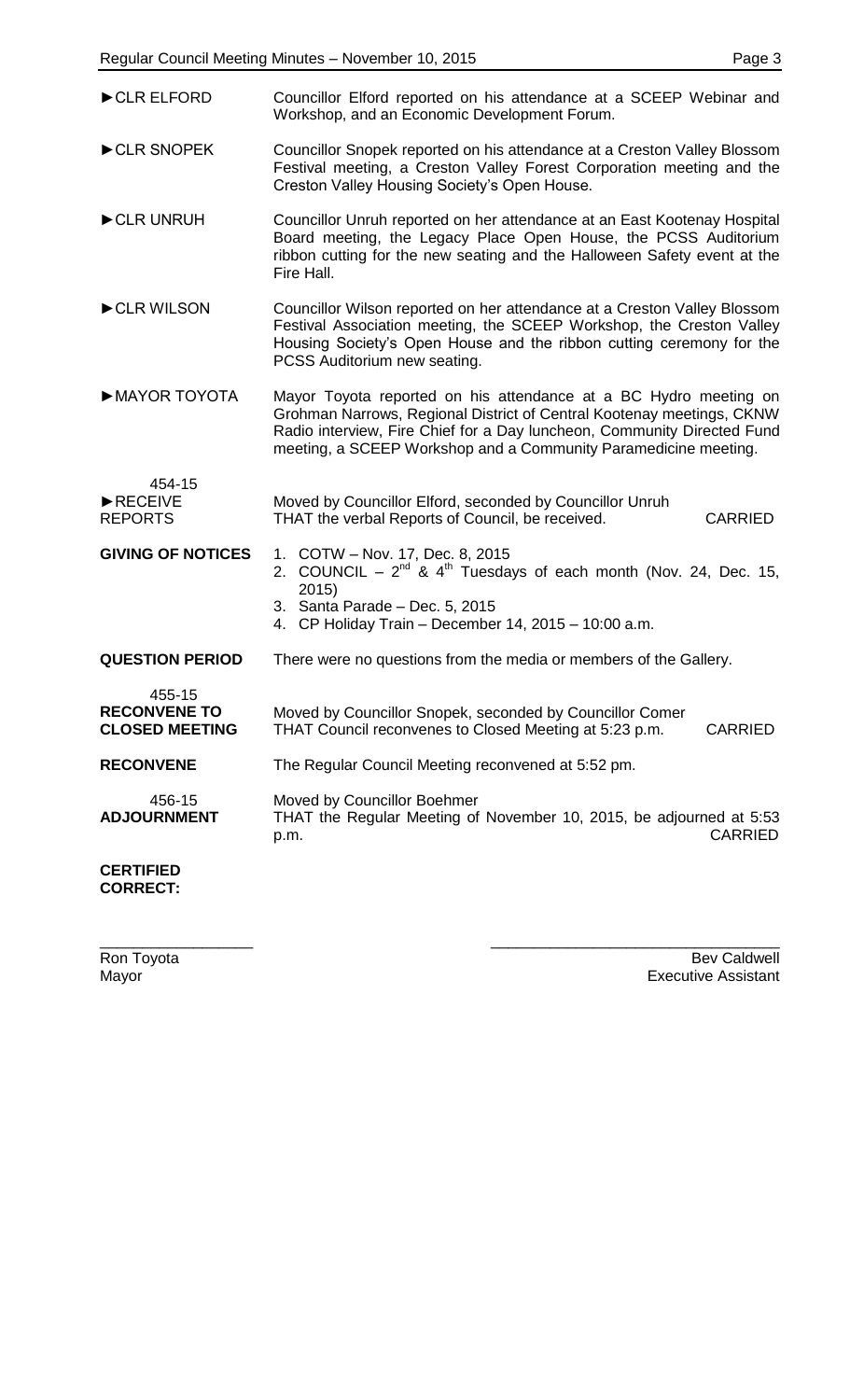►CLR ELFORD — Councillor Elford reported on his attendance at a SCEEP Webinar and Workshop, and an Economic Development Forum.

►CLR SNOPEK — Councillor Snopek reported on his attendance at a Creston Valley Blossom Festival meeting, a Creston Valley Forest Corporation meeting and the Creston Valley Housing Society's Open House.

►CLR UNRUH — Councillor Unruh reported on her attendance at an East Kootenay Hospital Board meeting, the Legacy Place Open House, the PCSS Auditorium ribbon cutting for the new seating and the Halloween Safety event at the Fire Hall.

►CLR WILSON — Councillor Wilson reported on her attendance at a Creston Valley Blossom Festival Association meeting, the SCEEP Workshop, the Creston Valley Housing Society's Open House and the ribbon cutting ceremony for the PCSS Auditorium new seating.

►MAYOR TOYOTA — Mayor Toyota reported on his attendance at a BC Hydro meeting on Grohman Narrows, Regional District of Central Kootenay meetings, CKNW Radio interview, Fire Chief for a Day luncheon, Community Directed Fund meeting, a SCEEP Workshop and a Community Paramedicine meeting.

454-15
►RECEIVE REPORTS

Moved by Councillor Elford, seconded by Councillor Unruh
THAT the verbal Reports of Council, be received. CARRIED

**GIVING OF NOTICES**

1. COTW – Nov. 17, Dec. 8, 2015
2. COUNCIL – 2nd & 4th Tuesdays of each month (Nov. 24, Dec. 15, 2015)
3. Santa Parade – Dec. 5, 2015
4. CP Holiday Train – December 14, 2015 – 10:00 a.m.

**QUESTION PERIOD**

There were no questions from the media or members of the Gallery.

455-15
**RECONVENE TO CLOSED MEETING**

Moved by Councillor Snopek, seconded by Councillor Comer
THAT Council reconvenes to Closed Meeting at 5:23 p.m. CARRIED

**RECONVENE**

The Regular Council Meeting reconvened at 5:52 pm.

456-15
**ADJOURNMENT**

Moved by Councillor Boehmer
THAT the Regular Meeting of November 10, 2015, be adjourned at 5:53 p.m. CARRIED

**CERTIFIED CORRECT:**

\_\_\_\_\_\_\_\_\_\_\_\_\_\_\_\_\_\_
Ron Toyota
Mayor

\_\_\_\_\_\_\_\_\_\_\_\_\_\_\_\_\_\_
Bev Caldwell
Executive Assistant